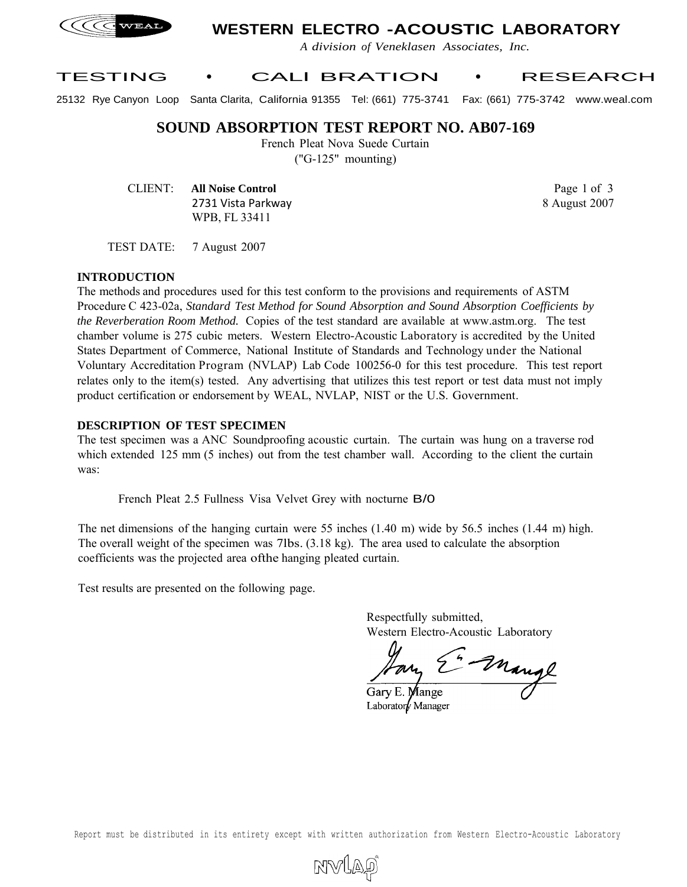# WESTERN ELECTRO -ACOUSTIC LABORATORY

*A division of Veneklasen Associates, Inc.*

TESTING • CALIBRATION • RESEARCH

25132 Rye Canyon Loop Santa Clarita, California 91355 Tel: (661) 775-3741 Fax: (661) 775-3742 www.weal.com

## SOUND ABSORPTION TEST REPORT NO. AB07-169

French Pleat Nova Suede Curtain
("G-125" mounting)

CLIENT: **All Noise Control**
2731 Vista Parkway
WPB, FL 33411

Page 1 of 3
8 August 2007

TEST DATE: 7 August 2007

### INTRODUCTION

The methods and procedures used for this test conform to the provisions and requirements of ASTM Procedure C 423-02a, *Standard Test Method for Sound Absorption and Sound Absorption Coefficients by the Reverberation Room Method.* Copies of the test standard are available at www.astm.org. The test chamber volume is 275 cubic meters. Western Electro-Acoustic Laboratory is accredited by the United States Department of Commerce, National Institute of Standards and Technology under the National Voluntary Accreditation Program (NVLAP) Lab Code 100256-0 for this test procedure. This test report relates only to the item(s) tested. Any advertising that utilizes this test report or test data must not imply product certification or endorsement by WEAL, NVLAP, NIST or the U.S. Government.

### DESCRIPTION OF TEST SPECIMEN

The test specimen was a ANC Soundproofing acoustic curtain. The curtain was hung on a traverse rod which extended 125 mm (5 inches) out from the test chamber wall. According to the client the curtain was:

French Pleat 2.5 Fullness Visa Velvet Grey with nocturne B/O

The net dimensions of the hanging curtain were 55 inches (1.40 m) wide by 56.5 inches (1.44 m) high. The overall weight of the specimen was 7lbs. (3.18 kg). The area used to calculate the absorption coefficients was the projected area ofthe hanging pleated curtain.

Test results are presented on the following page.

Respectfully submitted,
Western Electro-Acoustic Laboratory

Gary E. Mange
Laboratory Manager

Report must be distributed in its entirety except with written authorization from Western Electro-Acoustic Laboratory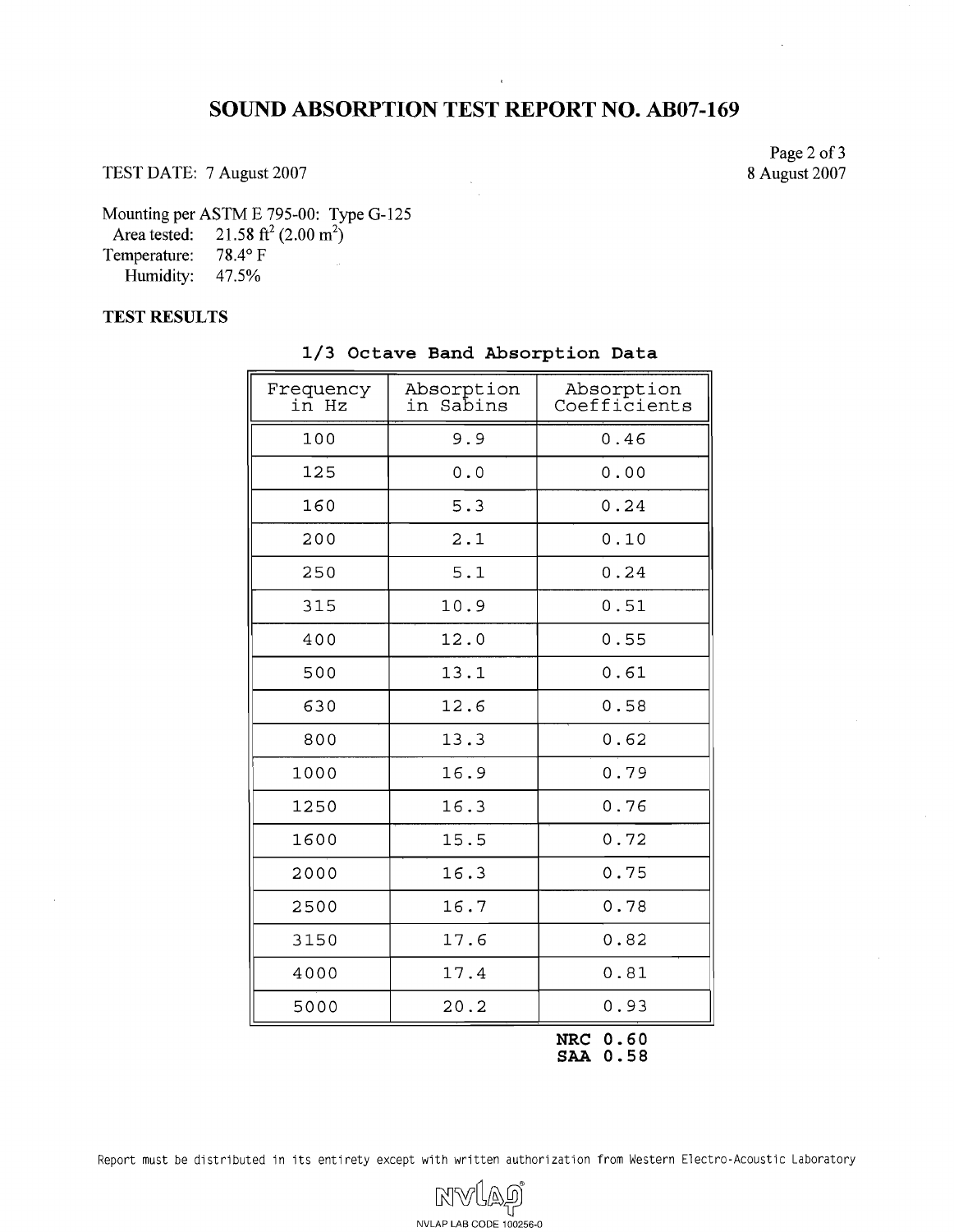# SOUND ABSORPTION TEST REPORT NO. AB07-169

TEST DATE: 7 August 2007

8 August 2007

Mounting per ASTM E 795-00: Type G-125
Area tested: 21.58 $ft^2$ (2.00 $m^2$)
Temperature: 78.4° F
Humidity: 47.5%

**TEST RESULTS**

**1/3 Octave Band Absorption Data**

| Frequency in Hz | Absorption in Sabins | Absorption Coefficients |
|---|---|---|
| 100 | 9.9 | 0.46 |
| 125 | 0.0 | 0.00 |
| 160 | 5.3 | 0.24 |
| 200 | 2.1 | 0.10 |
| 250 | 5.1 | 0.24 |
| 315 | 10.9 | 0.51 |
| 400 | 12.0 | 0.55 |
| 500 | 13.1 | 0.61 |
| 630 | 12.6 | 0.58 |
| 800 | 13.3 | 0.62 |
| 1000 | 16.9 | 0.79 |
| 1250 | 16.3 | 0.76 |
| 1600 | 15.5 | 0.72 |
| 2000 | 16.3 | 0.75 |
| 2500 | 16.7 | 0.78 |
| 3150 | 17.6 | 0.82 |
| 4000 | 17.4 | 0.81 |
| 5000 | 20.2 | 0.93 |

**NRC 0.60**
**SAA 0.58**

Report must be distributed in its entirety except with written authorization from Western Electro-Acoustic Laboratory

NVLAP LAB CODE 100256-0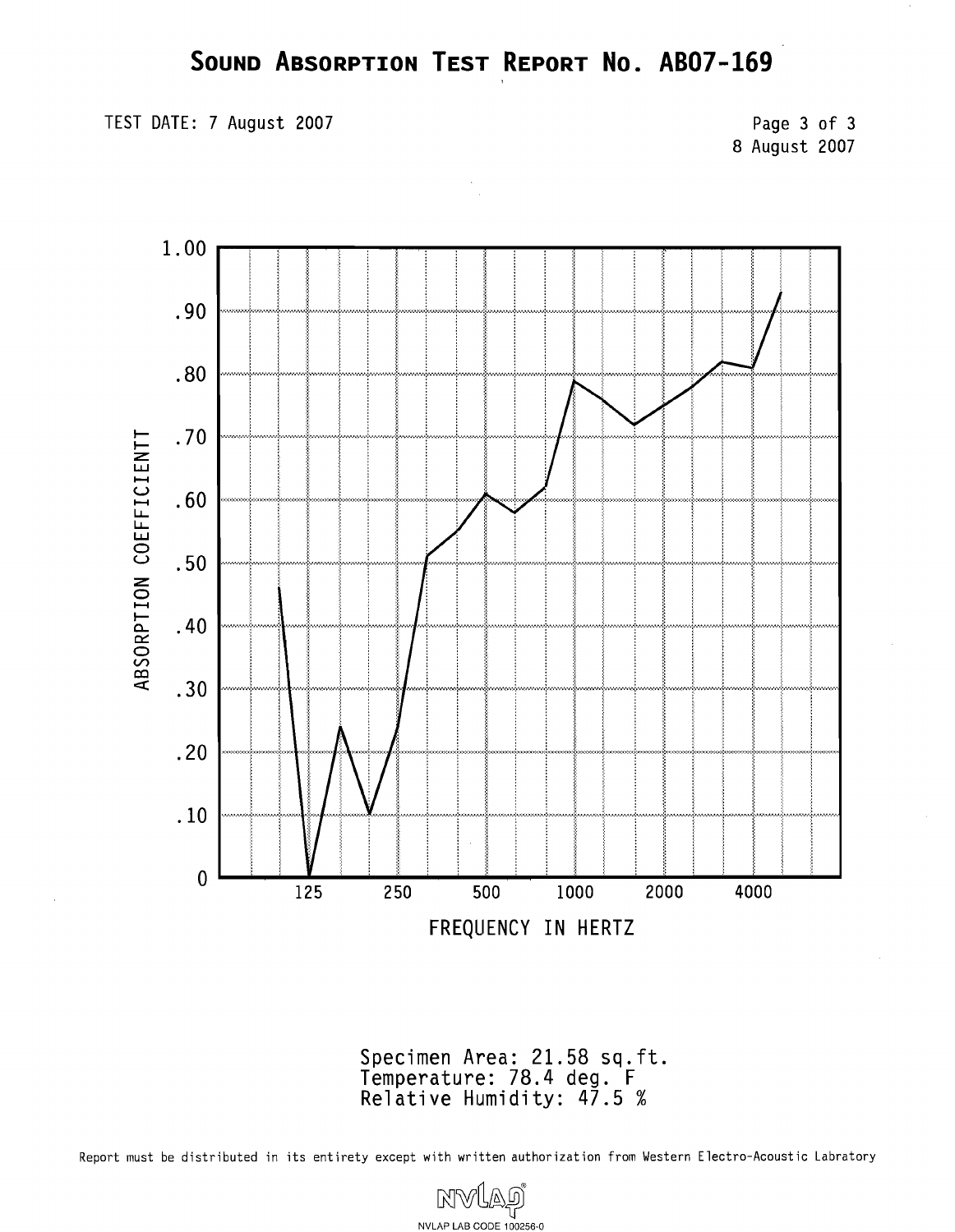# Sound Absorption Test Report No. AB07-169

TEST DATE: 7 August 2007

8 August 2007

1.00
.90
.80
.70
.60
.50
.40
.30
.20
.10
0

ABSORPTION COEFFICIENTT

125
250
500
1000
2000
4000

FREQUENCY IN HERTZ

Specimen Area: 21.58 sq.ft.
Temperature: 78.4 deg. F
Relative Humidity: 47.5 %

Report must be distributed in its entirety except with written authorization from Western Electro-Acoustic Labratory

NVLAP LAB CODE 100256-0